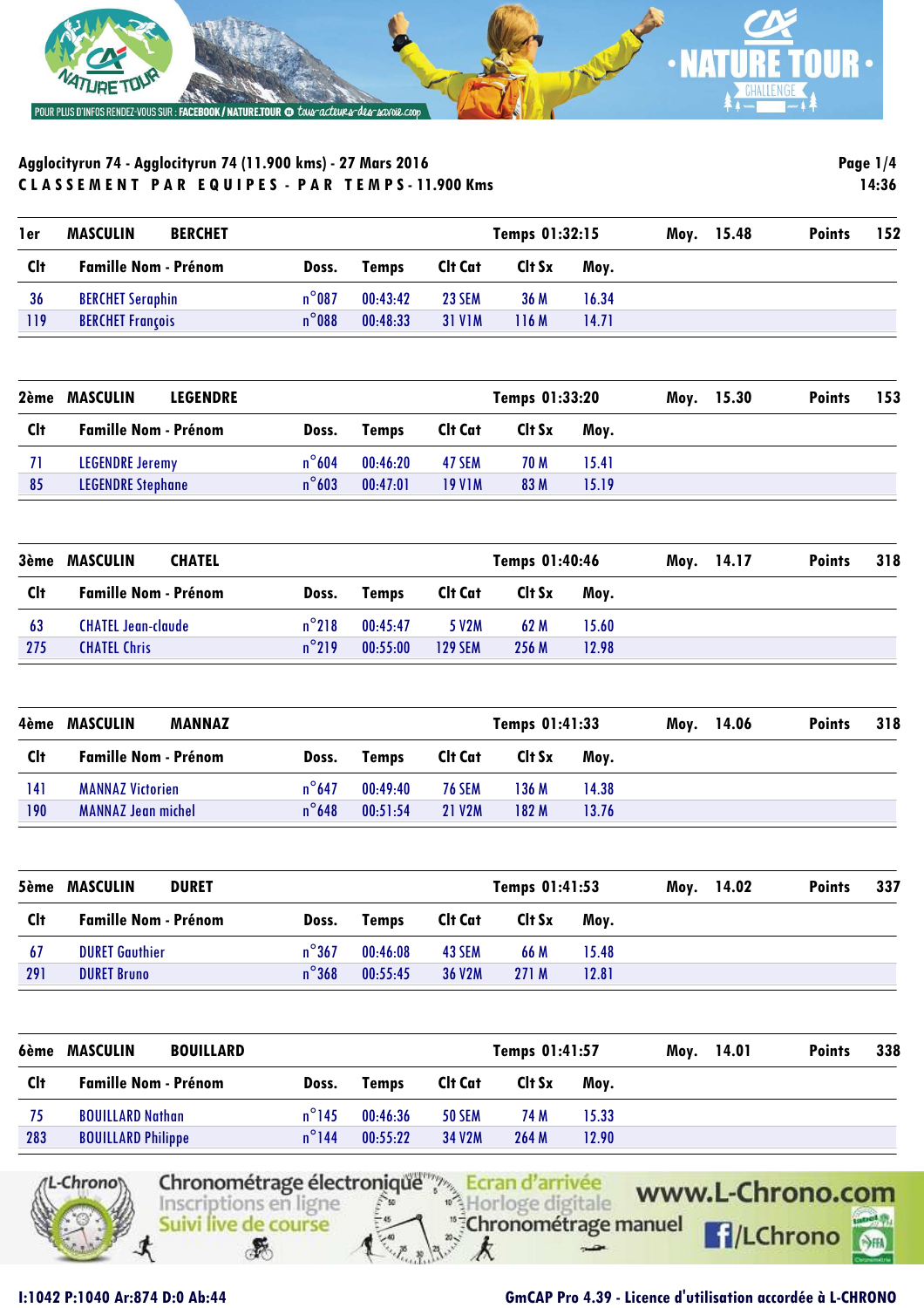**Agglocityrun 74 - Agglocityrun 74 (11.900 kms) - 27 Mars 2016**

**CLASSEMENT PAR EQUIPES - PAR TEMPS - 11.900 Kms**

14:36

| 1er | MASCULIN | BERCHET | Temps 01:32:15 | Moy. 15.48 | Points 152 |
|---|---|---|---|---|---|

| Clt | Famille Nom - Prénom | Doss. | Temps | Clt Cat | Clt Sx | Moy. |
|---|---|---|---|---|---|---|
| 36 | BERCHET Seraphin | n°087 | 00:43:42 | 23 SEM | 36 M | 16.34 |
| 119 | BERCHET François | n°088 | 00:48:33 | 31 V1M | 116 M | 14.71 |

| 2ème | MASCULIN | LEGENDRE | Temps 01:33:20 | Moy. 15.30 | Points 153 |
|---|---|---|---|---|---|

| Clt | Famille Nom - Prénom | Doss. | Temps | Clt Cat | Clt Sx | Moy. |
|---|---|---|---|---|---|---|
| 71 | LEGENDRE Jeremy | n°604 | 00:46:20 | 47 SEM | 70 M | 15.41 |
| 85 | LEGENDRE Stephane | n°603 | 00:47:01 | 19 V1M | 83 M | 15.19 |

| 3ème | MASCULIN | CHATEL | Temps 01:40:46 | Moy. 14.17 | Points 318 |
|---|---|---|---|---|---|

| Clt | Famille Nom - Prénom | Doss. | Temps | Clt Cat | Clt Sx | Moy. |
|---|---|---|---|---|---|---|
| 63 | CHATEL Jean-claude | n°218 | 00:45:47 | 5 V2M | 62 M | 15.60 |
| 275 | CHATEL Chris | n°219 | 00:55:00 | 129 SEM | 256 M | 12.98 |

| 4ème | MASCULIN | MANNAZ | Temps 01:41:33 | Moy. 14.06 | Points 318 |
|---|---|---|---|---|---|

| Clt | Famille Nom - Prénom | Doss. | Temps | Clt Cat | Clt Sx | Moy. |
|---|---|---|---|---|---|---|
| 141 | MANNAZ Victorien | n°647 | 00:49:40 | 76 SEM | 136 M | 14.38 |
| 190 | MANNAZ Jean michel | n°648 | 00:51:54 | 21 V2M | 182 M | 13.76 |

| 5ème | MASCULIN | DURET | Temps 01:41:53 | Moy. 14.02 | Points 337 |
|---|---|---|---|---|---|

| Clt | Famille Nom - Prénom | Doss. | Temps | Clt Cat | Clt Sx | Moy. |
|---|---|---|---|---|---|---|
| 67 | DURET Gauthier | n°367 | 00:46:08 | 43 SEM | 66 M | 15.48 |
| 291 | DURET Bruno | n°368 | 00:55:45 | 36 V2M | 271 M | 12.81 |

| 6ème | MASCULIN | BOUILLARD | Temps 01:41:57 | Moy. 14.01 | Points 338 |
|---|---|---|---|---|---|

| Clt | Famille Nom - Prénom | Doss. | Temps | Clt Cat | Clt Sx | Moy. |
|---|---|---|---|---|---|---|
| 75 | BOUILLARD Nathan | n°145 | 00:46:36 | 50 SEM | 74 M | 15.33 |
| 283 | BOUILLARD Philippe | n°144 | 00:55:22 | 34 V2M | 264 M | 12.90 |

I:1042 P:1040 Ar:874 D:0 Ab:44

GmCAP Pro 4.39 - Licence d'utilisation accordée à L-CHRONO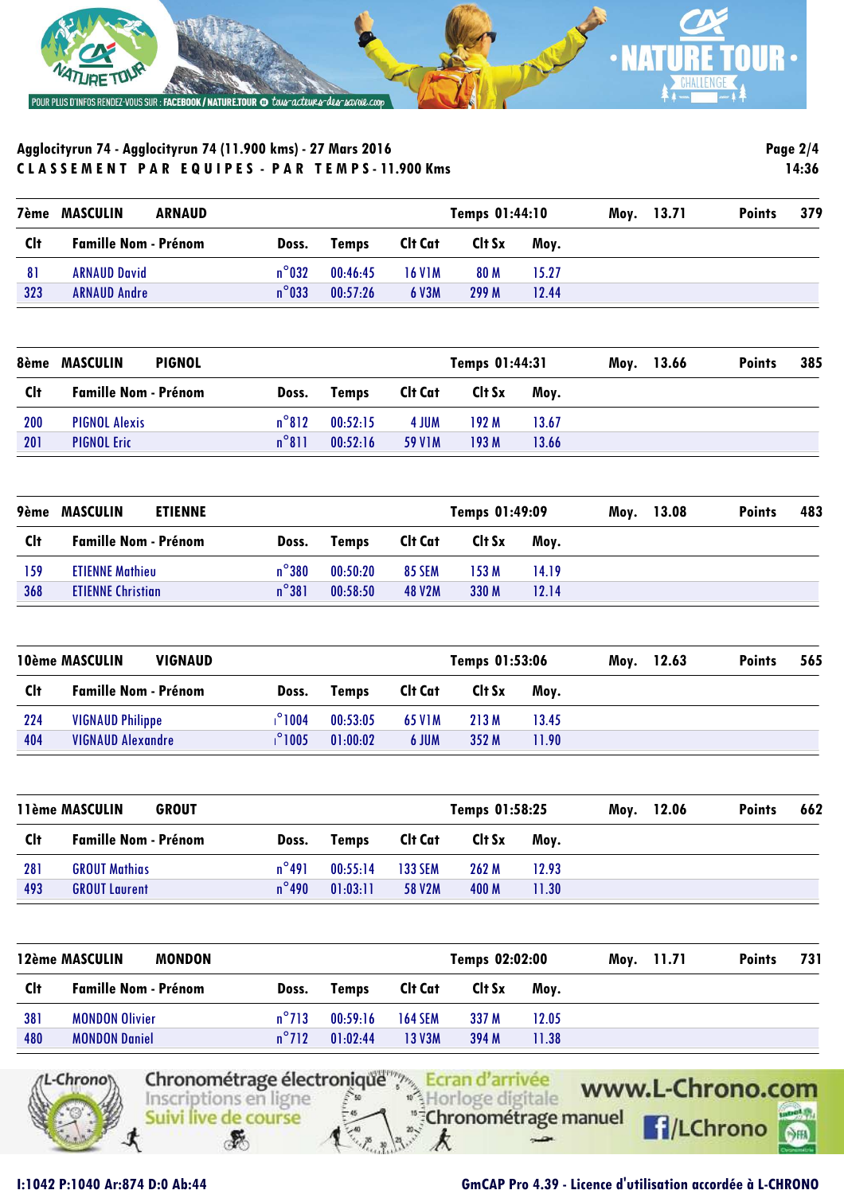**Agglocityrun 74 - Agglocityrun 74 (11.900 kms) - 27 Mars 2016**

**CLASSEMENT PAR EQUIPES - PAR TEMPS - 11.900 Kms**

14:36

| 7ème | MASCULIN | ARNAUD | | Temps 01:44:10 | | Moy. 13.71 | Points 379 |
|---|---|---|---|---|---|---|---|
| **Clt** | **Famille Nom - Prénom** | **Doss.** | **Temps** | **Clt Cat** | **Clt Sx** | **Moy.** | |
| 81 | ARNAUD David | n°032 | 00:46:45 | 16 V1M | 80 M | 15.27 | |
| 323 | ARNAUD Andre | n°033 | 00:57:26 | 6 V3M | 299 M | 12.44 | |

| 8ème | MASCULIN | PIGNOL | | Temps 01:44:31 | | Moy. 13.66 | Points 385 |
|---|---|---|---|---|---|---|---|
| **Clt** | **Famille Nom - Prénom** | **Doss.** | **Temps** | **Clt Cat** | **Clt Sx** | **Moy.** | |
| 200 | PIGNOL Alexis | n°812 | 00:52:15 | 4 JUM | 192 M | 13.67 | |
| 201 | PIGNOL Eric | n°811 | 00:52:16 | 59 V1M | 193 M | 13.66 | |

| 9ème | MASCULIN | ETIENNE | | Temps 01:49:09 | | Moy. 13.08 | Points 483 |
|---|---|---|---|---|---|---|---|
| **Clt** | **Famille Nom - Prénom** | **Doss.** | **Temps** | **Clt Cat** | **Clt Sx** | **Moy.** | |
| 159 | ETIENNE Mathieu | n°380 | 00:50:20 | 85 SEM | 153 M | 14.19 | |
| 368 | ETIENNE Christian | n°381 | 00:58:50 | 48 V2M | 330 M | 12.14 | |

| 10ème | MASCULIN | VIGNAUD | | Temps 01:53:06 | | Moy. 12.63 | Points 565 |
|---|---|---|---|---|---|---|---|
| **Clt** | **Famille Nom - Prénom** | **Doss.** | **Temps** | **Clt Cat** | **Clt Sx** | **Moy.** | |
| 224 | VIGNAUD Philippe | n°1004 | 00:53:05 | 65 V1M | 213 M | 13.45 | |
| 404 | VIGNAUD Alexandre | n°1005 | 01:00:02 | 6 JUM | 352 M | 11.90 | |

| 11ème | MASCULIN | GROUT | | Temps 01:58:25 | | Moy. 12.06 | Points 662 |
|---|---|---|---|---|---|---|---|
| **Clt** | **Famille Nom - Prénom** | **Doss.** | **Temps** | **Clt Cat** | **Clt Sx** | **Moy.** | |
| 281 | GROUT Mathias | n°491 | 00:55:14 | 133 SEM | 262 M | 12.93 | |
| 493 | GROUT Laurent | n°490 | 01:03:11 | 58 V2M | 400 M | 11.30 | |

| 12ème | MASCULIN | MONDON | | Temps 02:02:00 | | Moy. 11.71 | Points 731 |
|---|---|---|---|---|---|---|---|
| **Clt** | **Famille Nom - Prénom** | **Doss.** | **Temps** | **Clt Cat** | **Clt Sx** | **Moy.** | |
| 381 | MONDON Olivier | n°713 | 00:59:16 | 164 SEM | 337 M | 12.05 | |
| 480 | MONDON Daniel | n°712 | 01:02:44 | 13 V3M | 394 M | 11.38 | |

I:1042 P:1040 Ar:874 D:0 Ab:44

GmCAP Pro 4.39 - Licence d'utilisation accordée à L-CHRONO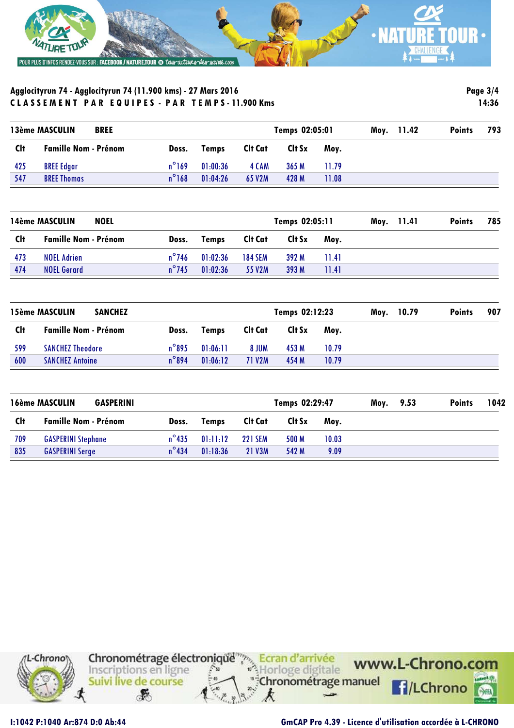Agglocityrun 74 - Agglocityrun 74 (11.900 kms) - 27 Mars 2016

**CLASSEMENT PAR EQUIPES - PAR TEMPS - 11.900 Kms**

14:36

### 13ème MASCULIN BREE — Temps 02:05:01 — Moy. 11.42 — Points 793

| Clt | Famille Nom - Prénom | Doss. | Temps | Clt Cat | Clt Sx | Moy. |
|---|---|---|---|---|---|---|
| 425 | BREE Edgar | n°169 | 01:00:36 | 4 CAM | 365 M | 11.79 |
| 547 | BREE Thomas | n°168 | 01:04:26 | 65 V2M | 428 M | 11.08 |

### 14ème MASCULIN NOEL — Temps 02:05:11 — Moy. 11.41 — Points 785

| Clt | Famille Nom - Prénom | Doss. | Temps | Clt Cat | Clt Sx | Moy. |
|---|---|---|---|---|---|---|
| 473 | NOEL Adrien | n°746 | 01:02:36 | 184 SEM | 392 M | 11.41 |
| 474 | NOEL Gerard | n°745 | 01:02:36 | 55 V2M | 393 M | 11.41 |

### 15ème MASCULIN SANCHEZ — Temps 02:12:23 — Moy. 10.79 — Points 907

| Clt | Famille Nom - Prénom | Doss. | Temps | Clt Cat | Clt Sx | Moy. |
|---|---|---|---|---|---|---|
| 599 | SANCHEZ Theodore | n°895 | 01:06:11 | 8 JUM | 453 M | 10.79 |
| 600 | SANCHEZ Antoine | n°894 | 01:06:12 | 71 V2M | 454 M | 10.79 |

### 16ème MASCULIN GASPERINI — Temps 02:29:47 — Moy. 9.53 — Points 1042

| Clt | Famille Nom - Prénom | Doss. | Temps | Clt Cat | Clt Sx | Moy. |
|---|---|---|---|---|---|---|
| 709 | GASPERINI Stephane | n°435 | 01:11:12 | 221 SEM | 500 M | 10.03 |
| 835 | GASPERINI Serge | n°434 | 01:18:36 | 21 V3M | 542 M | 9.09 |

I:1042 P:1040 Ar:874 D:0 Ab:44

GmCAP Pro 4.39 - Licence d'utilisation accordée à L-CHRONO